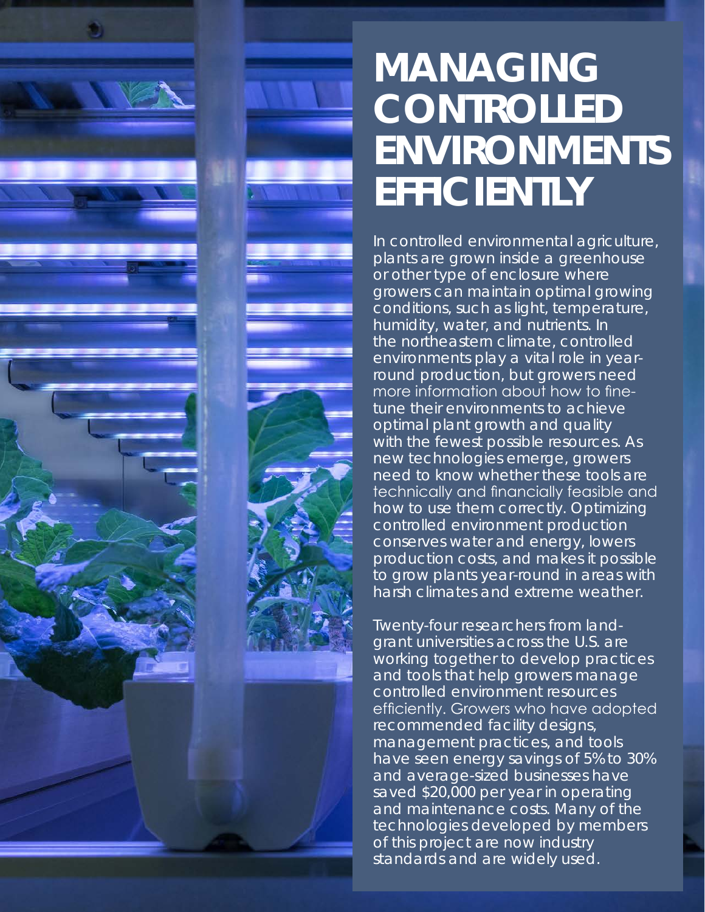# MANAGING CONTROLLED ENVIRONMENTS EFFICIENTLY

In controlled environmental agriculture, plants are grown inside a greenhouse or other type of enclosure where growers can maintain optimal growing conditions, such as light, temperature, humidity, water, and nutrients. In the northeastern climate, controlled environments play a vital role in year-round production, but growers need more information about how to fine-tune their environments to achieve optimal plant growth and quality with the fewest possible resources. As new technologies emerge, growers need to know whether these tools are technically and financially feasible and how to use them correctly. Optimizing controlled environment production conserves water and energy, lowers production costs, and makes it possible to grow plants year-round in areas with harsh climates and extreme weather.

Twenty-four researchers from land-grant universities across the U.S. are working together to develop practices and tools that help growers manage controlled environment resources efficiently. Growers who have adopted recommended facility designs, management practices, and tools have seen energy savings of 5% to 30% and average-sized businesses have saved $20,000 per year in operating and maintenance costs. Many of the technologies developed by members of this project are now industry standards and are widely used.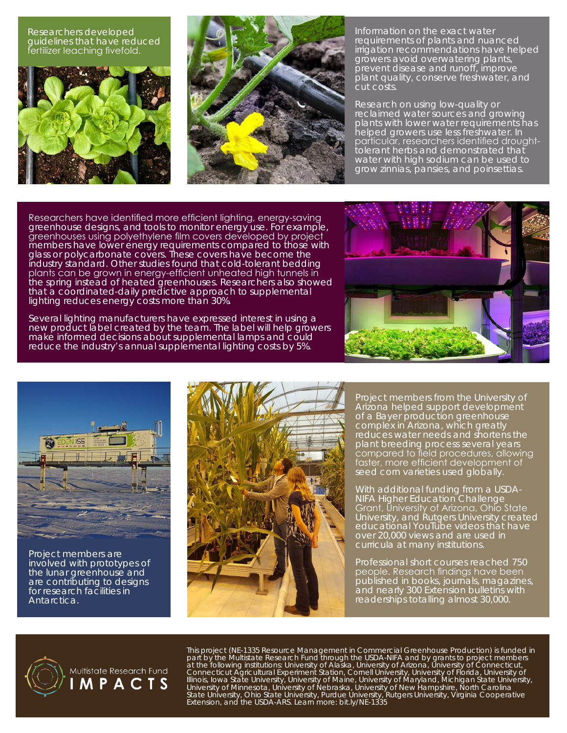Researchers developed guidelines that have reduced fertilizer leaching fivefold.

Information on the exact water requirements of plants and nuanced irrigation recommendations have helped growers avoid overwatering plants, prevent disease and runoff, improve plant quality, conserve freshwater, and cut costs.

Research on using low-quality or reclaimed water sources and growing plants with lower water requirements has helped growers use less freshwater. In particular, researchers identified drought-tolerant herbs and demonstrated that water with high sodium can be used to grow zinnias, pansies, and poinsettias.

Researchers have identified more efficient lighting, energy-saving greenhouse designs, and tools to monitor energy use. For example, greenhouses using polyethylene film covers developed by project members have lower energy requirements compared to those with glass or polycarbonate covers. These covers have become the industry standard. Other studies found that cold-tolerant bedding plants can be grown in energy-efficient unheated high tunnels in the spring instead of heated greenhouses. Researchers also showed that a coordinated-daily predictive approach to supplemental lighting reduces energy costs more than 30%.

Several lighting manufacturers have expressed interest in using a new product label created by the team. The label will help growers make informed decisions about supplemental lamps and could reduce the industry's annual supplemental lighting costs by 5%.

Project members are involved with prototypes of the lunar greenhouse and are contributing to designs for research facilities in Antarctica.

Project members from the University of Arizona helped support development of a Bayer production greenhouse complex in Arizona, which greatly reduces water needs and shortens the plant breeding process several years compared to field procedures, allowing faster, more efficient development of seed corn varieties used globally.

With additional funding from a USDA-NIFA Higher Education Challenge Grant, University of Arizona, Ohio State University, and Rutgers University created educational YouTube videos that have over 20,000 views and are used in curricula at many institutions.

Professional short courses reached 750 people. Research findings have been published in books, journals, magazines, and nearly 300 Extension bulletins with readerships totalling almost 30,000.

Multistate Research Fund **IMPACTS**

This project (NE-1335 Resource Management in Commercial Greenhouse Production) is funded in part by the Multistate Research Fund through the USDA-NIFA and by grants to project members at the following institutions: University of Alaska, University of Arizona, University of Connecticut, Connecticut Agricultural Experiment Station, Cornell University, University of Florida, University of Illinois, Iowa State University, University of Maine, University of Maryland, Michigan State University, University of Minnesota, University of Nebraska, University of New Hampshire, North Carolina State University, Ohio State University, Purdue University, Rutgers University, Virginia Cooperative Extension, and the USDA-ARS. Learn more: bit.ly/NE-1335